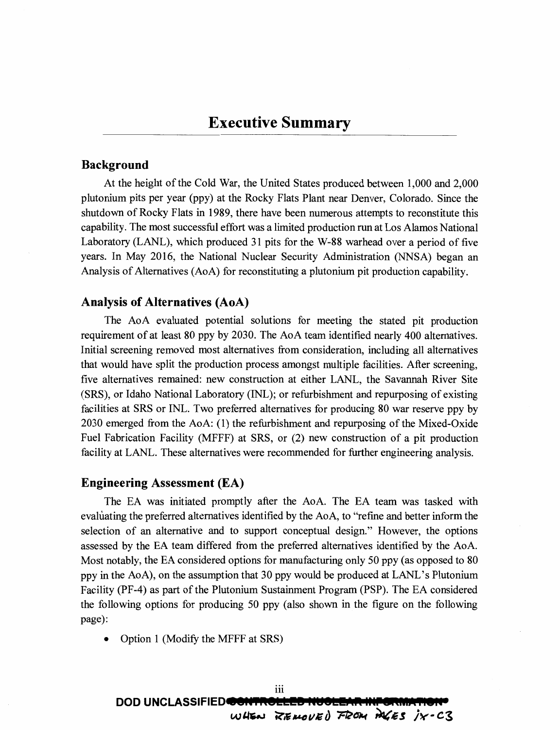# Executive Summary

## Background

At the height of the Cold War, the United States produced between 1,000 and 2,000 plutonium pits per year (ppy) at the Rocky Flats Plant near Denver, Colorado. Since the shutdown of Rocky Flats in 1989, there have been numerous attempts to reconstitute this capability. The most successful effort was a limited production run at Los Alamos National Laboratory (LANL), which produced 31 pits for the W-88 warhead over a period of five years. In May 2016, the National Nuclear Security Administration (NNSA) began an Analysis of Alternatives (AoA) for reconstituting a plutonium pit production capability.

## Analysis of Alternatives (AoA)

The AoA evaluated potential solutions for meeting the stated pit production requirement of at least 80 ppy by 2030. The AoA team identified nearly 400 alternatives. Initial screening removed most alternatives from consideration, including all alternatives that would have split the production process amongst multiple facilities. After screening, five alternatives remained: new construction at either LANL, the Savannah River Site (SRS), or Idaho National Laboratory (INL); or refurbishment and repurposing of existing facilities at SRS or INL. Two preferred alternatives for producing 80 war reserve ppy by 2030 emerged from the AoA: (1) the refurbishment and repurposing of the Mixed-Oxide Fuel Fabrication Facility (MFFF) at SRS, or (2) new construction of a pit production facility at LANL. These alternatives were recommended for further engineering analysis.

## Engineering Assessment (EA)

The EA was initiated promptly after the AoA. The EA team was tasked with evaluating the preferred alternatives identified by the AoA, to "refine and better inform the selection of an alternative and to support conceptual design." However, the options assessed by the EA team differed from the preferred alternatives identified by the AoA. Most notably, the EA considered options for manufacturing only 50 ppy (as opposed to 80 ppy in the AoA), on the assumption that 30 ppy would be produced at LANL's Plutonium Facility (PF-4) as part of the Plutonium Sustainment Program (PSP). The EA considered the following options for producing 50 ppy (also shown in the figure on the following page):

- Option 1 (Modify the MFFF at SRS)

DOD UNCLASSIFIED ~~CONTROLLED NUCLEAR INFORMATION~~
WHEN REMOVED FROM PAGES ix-C3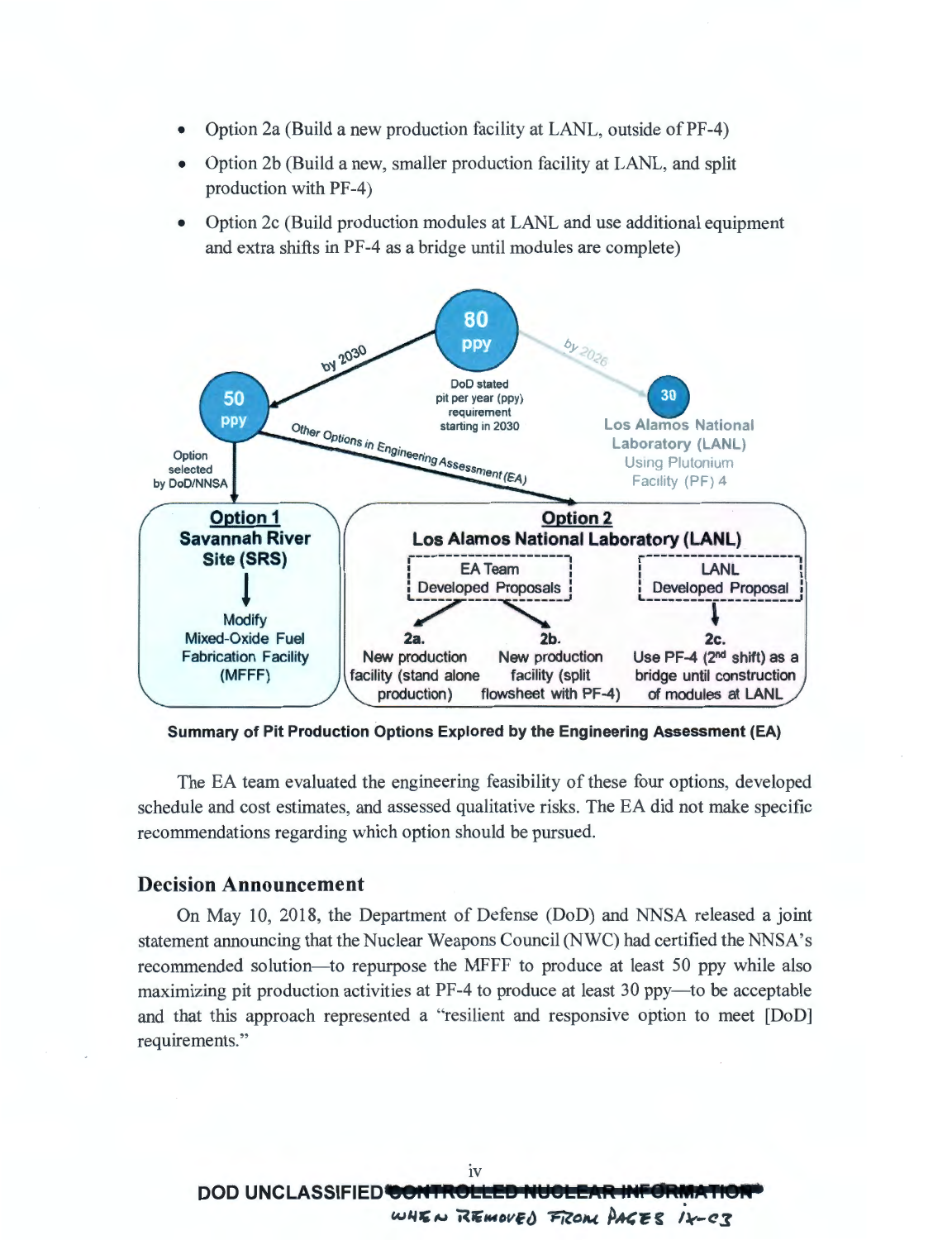- Option 2a (Build a new production facility at LANL, outside of PF-4)
- Option 2b (Build a new, smaller production facility at LANL, and split production with PF-4)
- Option 2c (Build production modules at LANL and use additional equipment and extra shifts in PF-4 as a bridge until modules are complete)

80 ppy

DoD stated pit per year (ppy) requirement starting in 2030

by 2030

by 2026

50 ppy

30

Los Alamos National Laboratory (LANL) Using Plutonium Facility (PF) 4

Option selected by DoD/NNSA

Other Options in Engineering Assessment (EA)

**Option 1**
**Savannah River Site (SRS)**

Modify Mixed-Oxide Fuel Fabrication Facility (MFFF)

**Option 2**
**Los Alamos National Laboratory (LANL)**

EA Team Developed Proposals

LANL Developed Proposal

**2a.** New production facility (stand alone production)

**2b.** New production facility (split flowsheet with PF-4)

**2c.** Use PF-4 (2nd shift) as a bridge until construction of modules at LANL

**Summary of Pit Production Options Explored by the Engineering Assessment (EA)**

The EA team evaluated the engineering feasibility of these four options, developed schedule and cost estimates, and assessed qualitative risks. The EA did not make specific recommendations regarding which option should be pursued.

## Decision Announcement

On May 10, 2018, the Department of Defense (DoD) and NNSA released a joint statement announcing that the Nuclear Weapons Council (NWC) had certified the NNSA's recommended solution—to repurpose the MFFF to produce at least 50 ppy while also maximizing pit production activities at PF-4 to produce at least 30 ppy—to be acceptable and that this approach represented a "resilient and responsive option to meet [DoD] requirements."

DOD UNCLASSIFIED ~~CONTROLLED NUCLEAR INFORMATION~~
WHEN REMOVED FROM PAGES ix-C3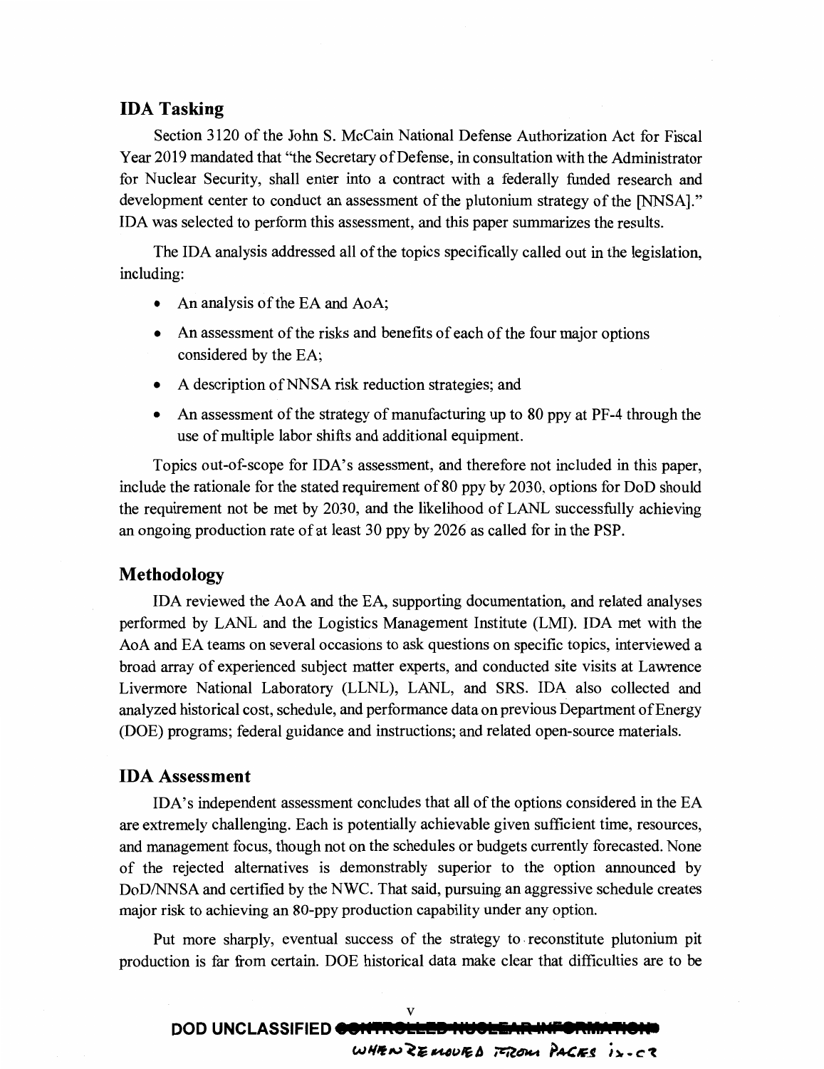## IDA Tasking

Section 3120 of the John S. McCain National Defense Authorization Act for Fiscal Year 2019 mandated that "the Secretary of Defense, in consultation with the Administrator for Nuclear Security, shall enter into a contract with a federally funded research and development center to conduct an assessment of the plutonium strategy of the [NNSA]." IDA was selected to perform this assessment, and this paper summarizes the results.

The IDA analysis addressed all of the topics specifically called out in the legislation, including:

- An analysis of the EA and AoA;
- An assessment of the risks and benefits of each of the four major options considered by the EA;
- A description of NNSA risk reduction strategies; and
- An assessment of the strategy of manufacturing up to 80 ppy at PF-4 through the use of multiple labor shifts and additional equipment.

Topics out-of-scope for IDA's assessment, and therefore not included in this paper, include the rationale for the stated requirement of 80 ppy by 2030, options for DoD should the requirement not be met by 2030, and the likelihood of LANL successfully achieving an ongoing production rate of at least 30 ppy by 2026 as called for in the PSP.

## Methodology

IDA reviewed the AoA and the EA, supporting documentation, and related analyses performed by LANL and the Logistics Management Institute (LMI). IDA met with the AoA and EA teams on several occasions to ask questions on specific topics, interviewed a broad array of experienced subject matter experts, and conducted site visits at Lawrence Livermore National Laboratory (LLNL), LANL, and SRS. IDA also collected and analyzed historical cost, schedule, and performance data on previous Department of Energy (DOE) programs; federal guidance and instructions; and related open-source materials.

## IDA Assessment

IDA's independent assessment concludes that all of the options considered in the EA are extremely challenging. Each is potentially achievable given sufficient time, resources, and management focus, though not on the schedules or budgets currently forecasted. None of the rejected alternatives is demonstrably superior to the option announced by DoD/NNSA and certified by the NWC. That said, pursuing an aggressive schedule creates major risk to achieving an 80-ppy production capability under any option.

Put more sharply, eventual success of the strategy to reconstitute plutonium pit production is far from certain. DOE historical data make clear that difficulties are to be

DOD UNCLASSIFIED ~~CONTROLLED NUCLEAR INFORMATION~~

WHEN REMOVED FROM PAGES ix-c?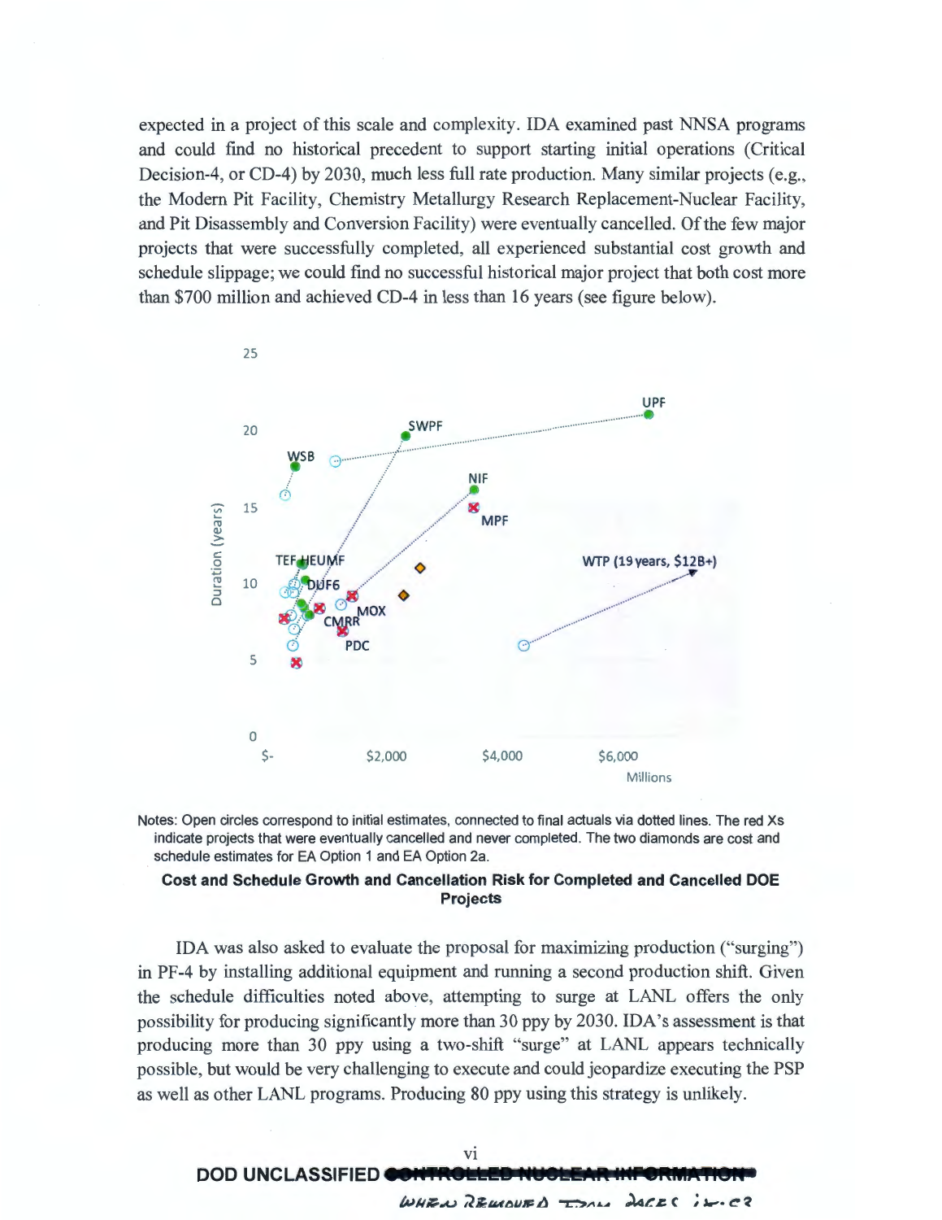expected in a project of this scale and complexity. IDA examined past NNSA programs and could find no historical precedent to support starting initial operations (Critical Decision-4, or CD-4) by 2030, much less full rate production. Many similar projects (e.g., the Modern Pit Facility, Chemistry Metallurgy Research Replacement-Nuclear Facility, and Pit Disassembly and Conversion Facility) were eventually cancelled. Of the few major projects that were successfully completed, all experienced substantial cost growth and schedule slippage; we could find no successful historical major project that both cost more than $700 million and achieved CD-4 in less than 16 years (see figure below).

Notes: Open circles correspond to initial estimates, connected to final actuals via dotted lines. The red Xs indicate projects that were eventually cancelled and never completed. The two diamonds are cost and schedule estimates for EA Option 1 and EA Option 2a.

**Cost and Schedule Growth and Cancellation Risk for Completed and Cancelled DOE Projects**

IDA was also asked to evaluate the proposal for maximizing production ("surging") in PF-4 by installing additional equipment and running a second production shift. Given the schedule difficulties noted above, attempting to surge at LANL offers the only possibility for producing significantly more than 30 ppy by 2030. IDA's assessment is that producing more than 30 ppy using a two-shift "surge" at LANL appears technically possible, but would be very challenging to execute and could jeopardize executing the PSP as well as other LANL programs. Producing 80 ppy using this strategy is unlikely.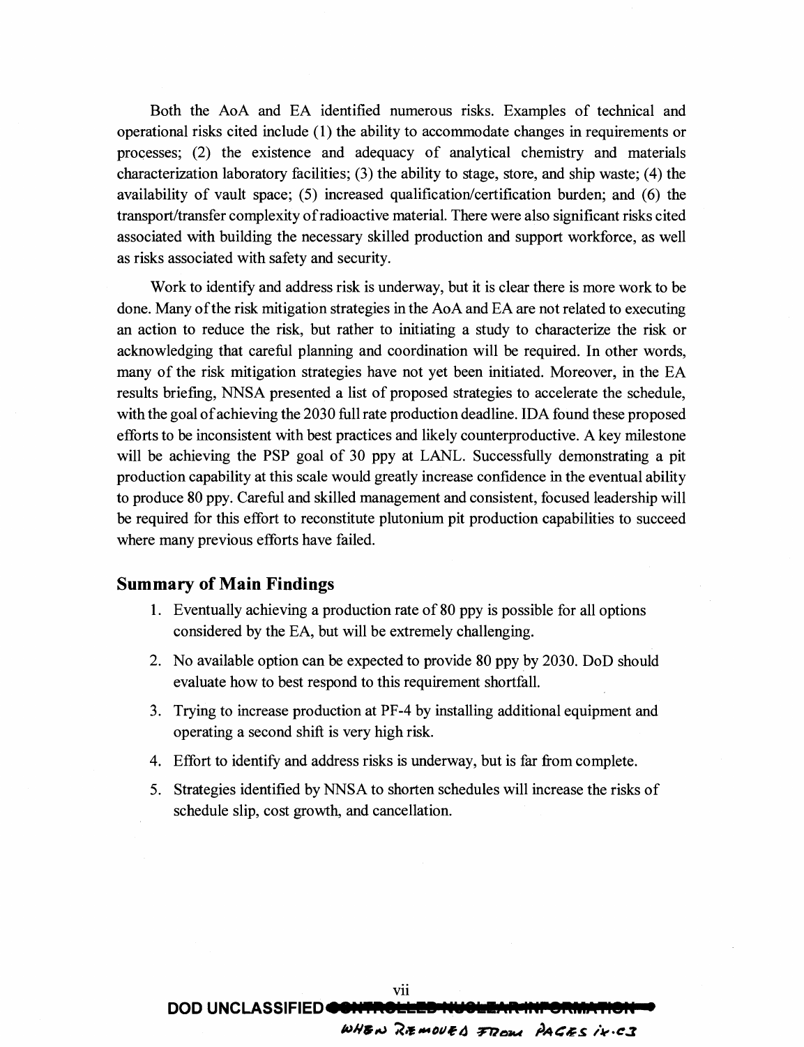Both the AoA and EA identified numerous risks. Examples of technical and operational risks cited include (1) the ability to accommodate changes in requirements or processes; (2) the existence and adequacy of analytical chemistry and materials characterization laboratory facilities; (3) the ability to stage, store, and ship waste; (4) the availability of vault space; (5) increased qualification/certification burden; and (6) the transport/transfer complexity of radioactive material. There were also significant risks cited associated with building the necessary skilled production and support workforce, as well as risks associated with safety and security.

Work to identify and address risk is underway, but it is clear there is more work to be done. Many of the risk mitigation strategies in the AoA and EA are not related to executing an action to reduce the risk, but rather to initiating a study to characterize the risk or acknowledging that careful planning and coordination will be required. In other words, many of the risk mitigation strategies have not yet been initiated. Moreover, in the EA results briefing, NNSA presented a list of proposed strategies to accelerate the schedule, with the goal of achieving the 2030 full rate production deadline. IDA found these proposed efforts to be inconsistent with best practices and likely counterproductive. A key milestone will be achieving the PSP goal of 30 ppy at LANL. Successfully demonstrating a pit production capability at this scale would greatly increase confidence in the eventual ability to produce 80 ppy. Careful and skilled management and consistent, focused leadership will be required for this effort to reconstitute plutonium pit production capabilities to succeed where many previous efforts have failed.

## Summary of Main Findings

1. Eventually achieving a production rate of 80 ppy is possible for all options considered by the EA, but will be extremely challenging.
2. No available option can be expected to provide 80 ppy by 2030. DoD should evaluate how to best respond to this requirement shortfall.
3. Trying to increase production at PF-4 by installing additional equipment and operating a second shift is very high risk.
4. Effort to identify and address risks is underway, but is far from complete.
5. Strategies identified by NNSA to shorten schedules will increase the risks of schedule slip, cost growth, and cancellation.

DOD UNCLASSIFIED ~~CONTROLLED NUCLEAR INFORMATION~~

WHEN REMOVED FROM PAGES ix-C3